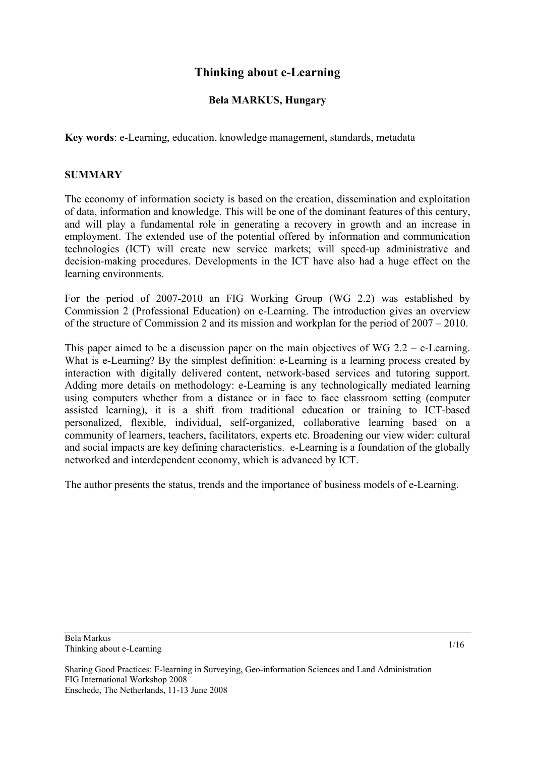# Thinking about e-Learning

**Bela MARKUS, Hungary**

**Key words**: e-Learning, education, knowledge management, standards, metadata

## SUMMARY

The economy of information society is based on the creation, dissemination and exploitation of data, information and knowledge. This will be one of the dominant features of this century, and will play a fundamental role in generating a recovery in growth and an increase in employment. The extended use of the potential offered by information and communication technologies (ICT) will create new service markets; will speed-up administrative and decision-making procedures. Developments in the ICT have also had a huge effect on the learning environments.

For the period of 2007-2010 an FIG Working Group (WG 2.2) was established by Commission 2 (Professional Education) on e-Learning. The introduction gives an overview of the structure of Commission 2 and its mission and workplan for the period of 2007 – 2010.

This paper aimed to be a discussion paper on the main objectives of WG 2.2 – e-Learning. What is e-Learning? By the simplest definition: e-Learning is a learning process created by interaction with digitally delivered content, network-based services and tutoring support. Adding more details on methodology: e-Learning is any technologically mediated learning using computers whether from a distance or in face to face classroom setting (computer assisted learning), it is a shift from traditional education or training to ICT-based personalized, flexible, individual, self-organized, collaborative learning based on a community of learners, teachers, facilitators, experts etc. Broadening our view wider: cultural and social impacts are key defining characteristics. e-Learning is a foundation of the globally networked and interdependent economy, which is advanced by ICT.

The author presents the status, trends and the importance of business models of e-Learning.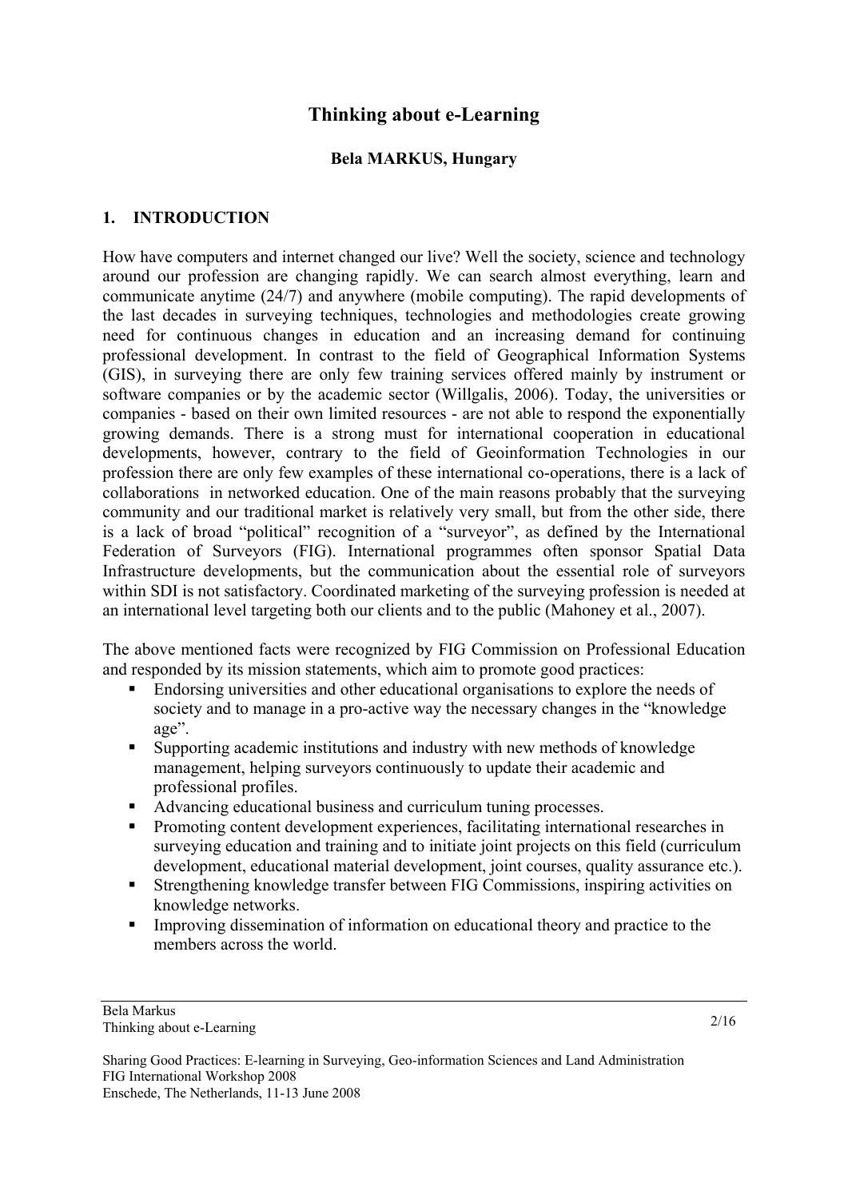# Thinking about e-Learning

**Bela MARKUS, Hungary**

## 1. INTRODUCTION

How have computers and internet changed our live? Well the society, science and technology around our profession are changing rapidly. We can search almost everything, learn and communicate anytime (24/7) and anywhere (mobile computing). The rapid developments of the last decades in surveying techniques, technologies and methodologies create growing need for continuous changes in education and an increasing demand for continuing professional development. In contrast to the field of Geographical Information Systems (GIS), in surveying there are only few training services offered mainly by instrument or software companies or by the academic sector (Willgalis, 2006). Today, the universities or companies - based on their own limited resources - are not able to respond the exponentially growing demands. There is a strong must for international cooperation in educational developments, however, contrary to the field of Geoinformation Technologies in our profession there are only few examples of these international co-operations, there is a lack of collaborations in networked education. One of the main reasons probably that the surveying community and our traditional market is relatively very small, but from the other side, there is a lack of broad "political" recognition of a "surveyor", as defined by the International Federation of Surveyors (FIG). International programmes often sponsor Spatial Data Infrastructure developments, but the communication about the essential role of surveyors within SDI is not satisfactory. Coordinated marketing of the surveying profession is needed at an international level targeting both our clients and to the public (Mahoney et al., 2007).

The above mentioned facts were recognized by FIG Commission on Professional Education and responded by its mission statements, which aim to promote good practices:

- Endorsing universities and other educational organisations to explore the needs of society and to manage in a pro-active way the necessary changes in the "knowledge age".
- Supporting academic institutions and industry with new methods of knowledge management, helping surveyors continuously to update their academic and professional profiles.
- Advancing educational business and curriculum tuning processes.
- Promoting content development experiences, facilitating international researches in surveying education and training and to initiate joint projects on this field (curriculum development, educational material development, joint courses, quality assurance etc.).
- Strengthening knowledge transfer between FIG Commissions, inspiring activities on knowledge networks.
- Improving dissemination of information on educational theory and practice to the members across the world.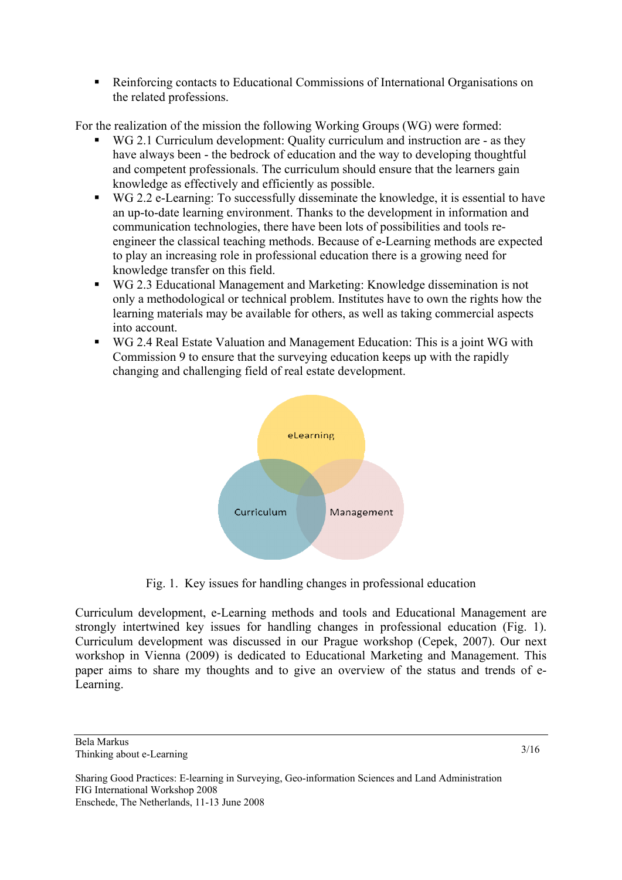- Reinforcing contacts to Educational Commissions of International Organisations on the related professions.

For the realization of the mission the following Working Groups (WG) were formed:

- WG 2.1 Curriculum development: Quality curriculum and instruction are - as they have always been - the bedrock of education and the way to developing thoughtful and competent professionals. The curriculum should ensure that the learners gain knowledge as effectively and efficiently as possible.
- WG 2.2 e-Learning: To successfully disseminate the knowledge, it is essential to have an up-to-date learning environment. Thanks to the development in information and communication technologies, there have been lots of possibilities and tools re-engineer the classical teaching methods. Because of e-Learning methods are expected to play an increasing role in professional education there is a growing need for knowledge transfer on this field.
- WG 2.3 Educational Management and Marketing: Knowledge dissemination is not only a methodological or technical problem. Institutes have to own the rights how the learning materials may be available for others, as well as taking commercial aspects into account.
- WG 2.4 Real Estate Valuation and Management Education: This is a joint WG with Commission 9 to ensure that the surveying education keeps up with the rapidly changing and challenging field of real estate development.

Fig. 1. Key issues for handling changes in professional education

Curriculum development, e-Learning methods and tools and Educational Management are strongly intertwined key issues for handling changes in professional education (Fig. 1). Curriculum development was discussed in our Prague workshop (Cepek, 2007). Our next workshop in Vienna (2009) is dedicated to Educational Marketing and Management. This paper aims to share my thoughts and to give an overview of the status and trends of e-Learning.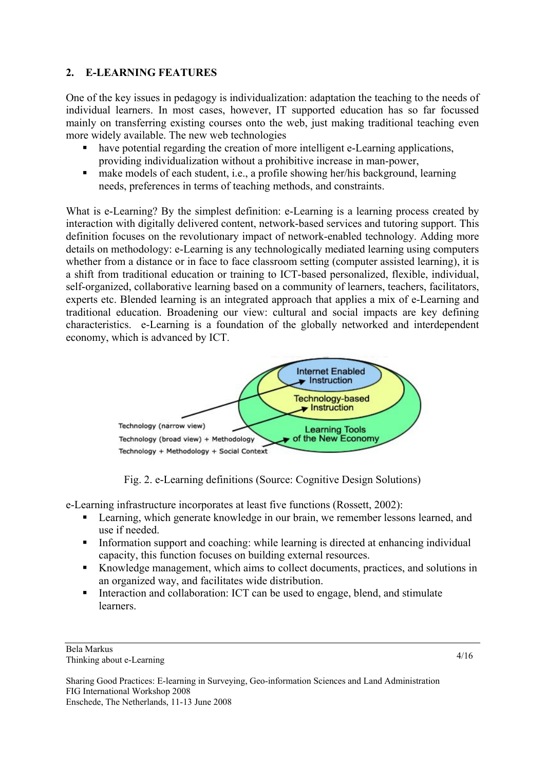## 2. E-LEARNING FEATURES

One of the key issues in pedagogy is individualization: adaptation the teaching to the needs of individual learners. In most cases, however, IT supported education has so far focussed mainly on transferring existing courses onto the web, just making traditional teaching even more widely available. The new web technologies

- have potential regarding the creation of more intelligent e-Learning applications, providing individualization without a prohibitive increase in man-power,
- make models of each student, i.e., a profile showing her/his background, learning needs, preferences in terms of teaching methods, and constraints.

What is e-Learning? By the simplest definition: e-Learning is a learning process created by interaction with digitally delivered content, network-based services and tutoring support. This definition focuses on the revolutionary impact of network-enabled technology. Adding more details on methodology: e-Learning is any technologically mediated learning using computers whether from a distance or in face to face classroom setting (computer assisted learning), it is a shift from traditional education or training to ICT-based personalized, flexible, individual, self-organized, collaborative learning based on a community of learners, teachers, facilitators, experts etc. Blended learning is an integrated approach that applies a mix of e-Learning and traditional education. Broadening our view: cultural and social impacts are key defining characteristics. e-Learning is a foundation of the globally networked and interdependent economy, which is advanced by ICT.

Fig. 2. e-Learning definitions (Source: Cognitive Design Solutions)

e-Learning infrastructure incorporates at least five functions (Rossett, 2002):

- Learning, which generate knowledge in our brain, we remember lessons learned, and use if needed.
- Information support and coaching: while learning is directed at enhancing individual capacity, this function focuses on building external resources.
- Knowledge management, which aims to collect documents, practices, and solutions in an organized way, and facilitates wide distribution.
- Interaction and collaboration: ICT can be used to engage, blend, and stimulate learners.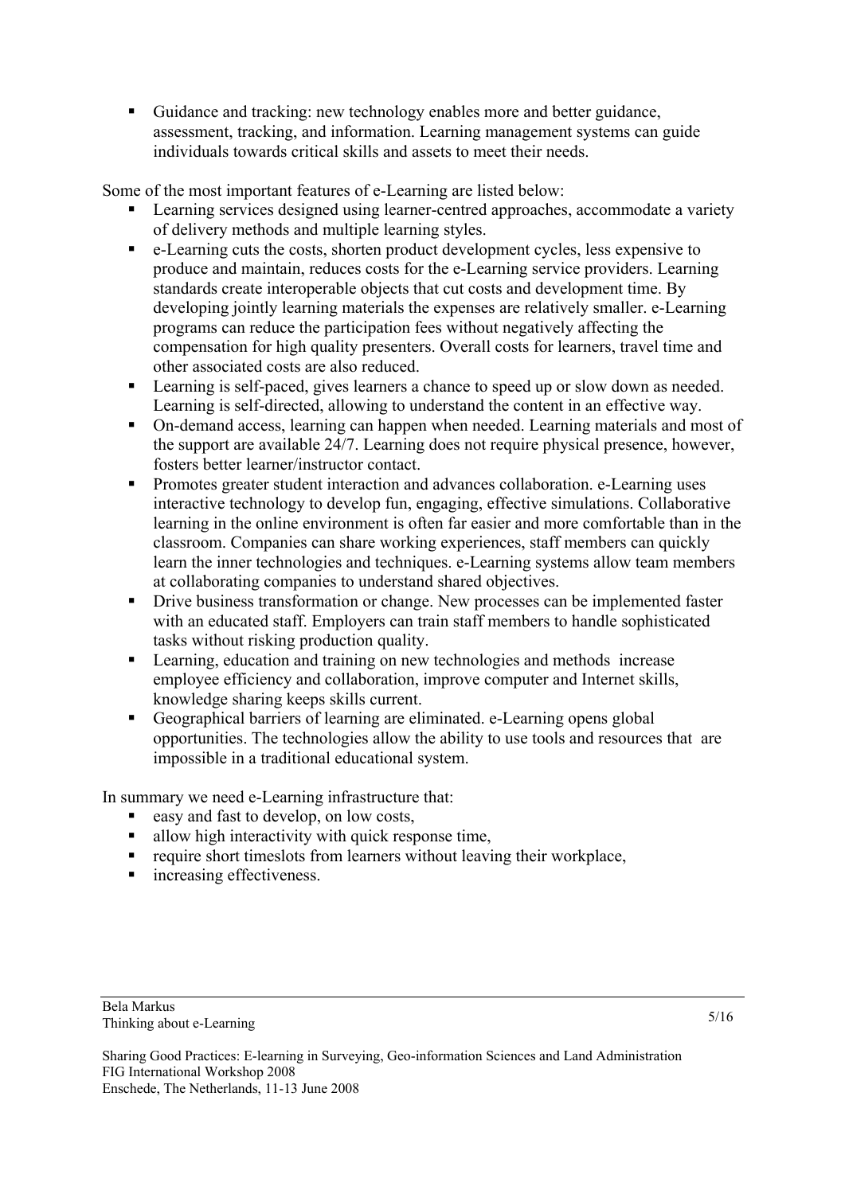- Guidance and tracking: new technology enables more and better guidance, assessment, tracking, and information. Learning management systems can guide individuals towards critical skills and assets to meet their needs.

Some of the most important features of e-Learning are listed below:

- Learning services designed using learner-centred approaches, accommodate a variety of delivery methods and multiple learning styles.
- e-Learning cuts the costs, shorten product development cycles, less expensive to produce and maintain, reduces costs for the e-Learning service providers. Learning standards create interoperable objects that cut costs and development time. By developing jointly learning materials the expenses are relatively smaller. e-Learning programs can reduce the participation fees without negatively affecting the compensation for high quality presenters. Overall costs for learners, travel time and other associated costs are also reduced.
- Learning is self-paced, gives learners a chance to speed up or slow down as needed. Learning is self-directed, allowing to understand the content in an effective way.
- On-demand access, learning can happen when needed. Learning materials and most of the support are available 24/7. Learning does not require physical presence, however, fosters better learner/instructor contact.
- Promotes greater student interaction and advances collaboration. e-Learning uses interactive technology to develop fun, engaging, effective simulations. Collaborative learning in the online environment is often far easier and more comfortable than in the classroom. Companies can share working experiences, staff members can quickly learn the inner technologies and techniques. e-Learning systems allow team members at collaborating companies to understand shared objectives.
- Drive business transformation or change. New processes can be implemented faster with an educated staff. Employers can train staff members to handle sophisticated tasks without risking production quality.
- Learning, education and training on new technologies and methods increase employee efficiency and collaboration, improve computer and Internet skills, knowledge sharing keeps skills current.
- Geographical barriers of learning are eliminated. e-Learning opens global opportunities. The technologies allow the ability to use tools and resources that are impossible in a traditional educational system.

In summary we need e-Learning infrastructure that:

- easy and fast to develop, on low costs,
- allow high interactivity with quick response time,
- require short timeslots from learners without leaving their workplace,
- increasing effectiveness.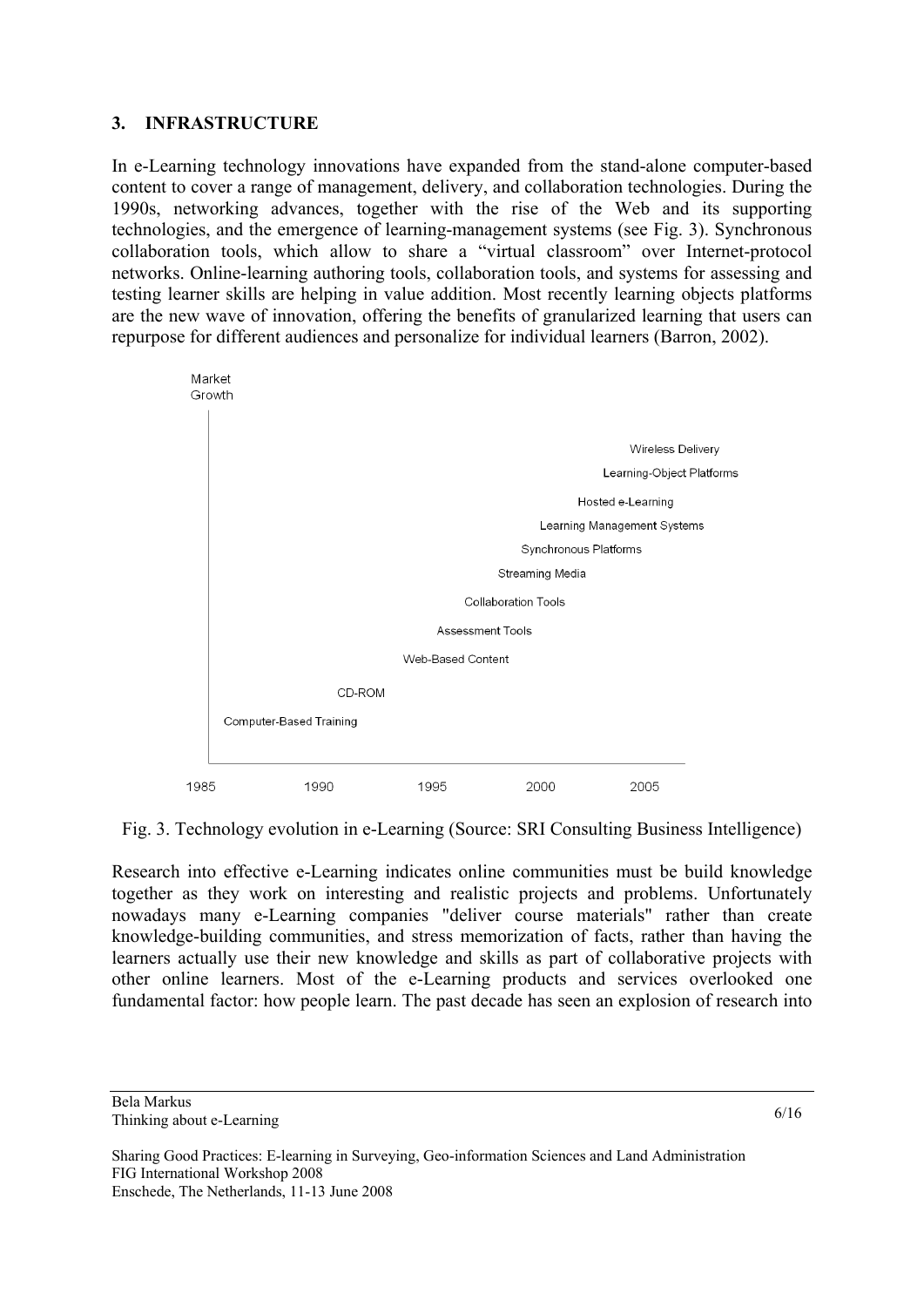## 3. INFRASTRUCTURE

In e-Learning technology innovations have expanded from the stand-alone computer-based content to cover a range of management, delivery, and collaboration technologies. During the 1990s, networking advances, together with the rise of the Web and its supporting technologies, and the emergence of learning-management systems (see Fig. 3). Synchronous collaboration tools, which allow to share a "virtual classroom" over Internet-protocol networks. Online-learning authoring tools, collaboration tools, and systems for assessing and testing learner skills are helping in value addition. Most recently learning objects platforms are the new wave of innovation, offering the benefits of granularized learning that users can repurpose for different audiences and personalize for individual learners (Barron, 2002).

Fig. 3. Technology evolution in e-Learning (Source: SRI Consulting Business Intelligence)

Research into effective e-Learning indicates online communities must be build knowledge together as they work on interesting and realistic projects and problems. Unfortunately nowadays many e-Learning companies "deliver course materials" rather than create knowledge-building communities, and stress memorization of facts, rather than having the learners actually use their new knowledge and skills as part of collaborative projects with other online learners. Most of the e-Learning products and services overlooked one fundamental factor: how people learn. The past decade has seen an explosion of research into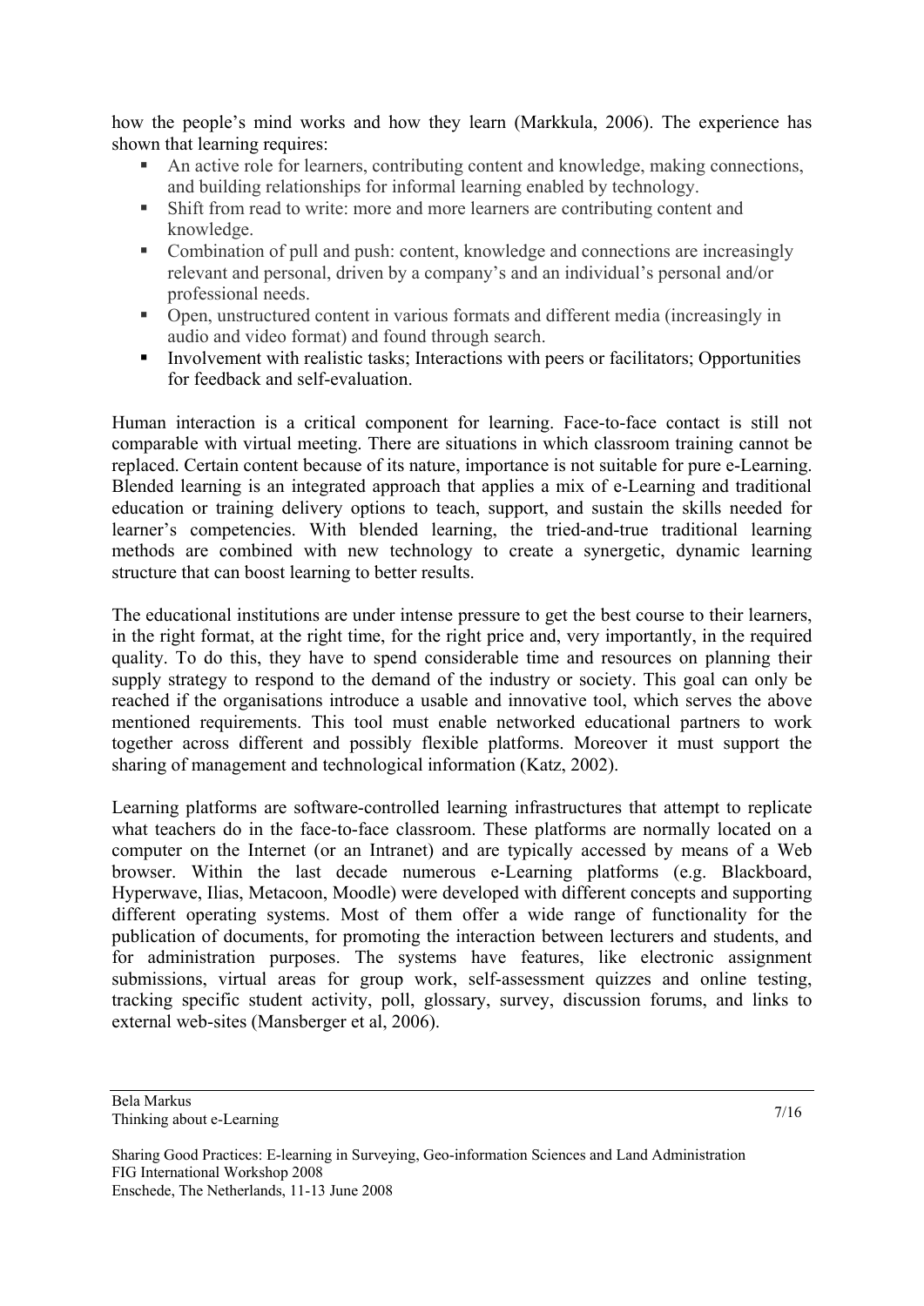how the people's mind works and how they learn (Markkula, 2006). The experience has shown that learning requires:

- An active role for learners, contributing content and knowledge, making connections, and building relationships for informal learning enabled by technology.
- Shift from read to write: more and more learners are contributing content and knowledge.
- Combination of pull and push: content, knowledge and connections are increasingly relevant and personal, driven by a company's and an individual's personal and/or professional needs.
- Open, unstructured content in various formats and different media (increasingly in audio and video format) and found through search.
- Involvement with realistic tasks; Interactions with peers or facilitators; Opportunities for feedback and self-evaluation.

Human interaction is a critical component for learning. Face-to-face contact is still not comparable with virtual meeting. There are situations in which classroom training cannot be replaced. Certain content because of its nature, importance is not suitable for pure e-Learning. Blended learning is an integrated approach that applies a mix of e-Learning and traditional education or training delivery options to teach, support, and sustain the skills needed for learner's competencies. With blended learning, the tried-and-true traditional learning methods are combined with new technology to create a synergetic, dynamic learning structure that can boost learning to better results.

The educational institutions are under intense pressure to get the best course to their learners, in the right format, at the right time, for the right price and, very importantly, in the required quality. To do this, they have to spend considerable time and resources on planning their supply strategy to respond to the demand of the industry or society. This goal can only be reached if the organisations introduce a usable and innovative tool, which serves the above mentioned requirements. This tool must enable networked educational partners to work together across different and possibly flexible platforms. Moreover it must support the sharing of management and technological information (Katz, 2002).

Learning platforms are software-controlled learning infrastructures that attempt to replicate what teachers do in the face-to-face classroom. These platforms are normally located on a computer on the Internet (or an Intranet) and are typically accessed by means of a Web browser. Within the last decade numerous e-Learning platforms (e.g. Blackboard, Hyperwave, Ilias, Metacoon, Moodle) were developed with different concepts and supporting different operating systems. Most of them offer a wide range of functionality for the publication of documents, for promoting the interaction between lecturers and students, and for administration purposes. The systems have features, like electronic assignment submissions, virtual areas for group work, self-assessment quizzes and online testing, tracking specific student activity, poll, glossary, survey, discussion forums, and links to external web-sites (Mansberger et al, 2006).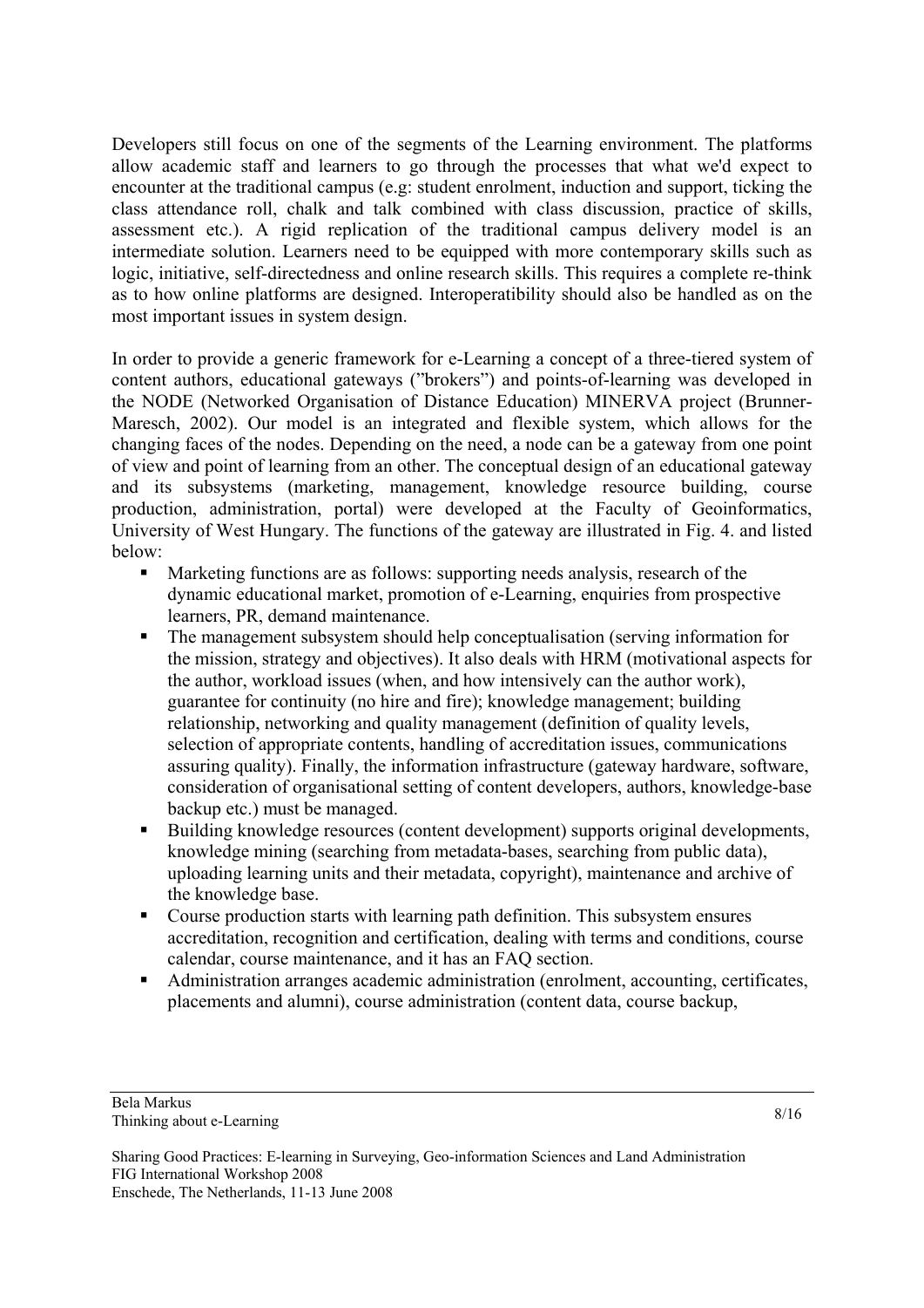Developers still focus on one of the segments of the Learning environment. The platforms allow academic staff and learners to go through the processes that what we'd expect to encounter at the traditional campus (e.g: student enrolment, induction and support, ticking the class attendance roll, chalk and talk combined with class discussion, practice of skills, assessment etc.). A rigid replication of the traditional campus delivery model is an intermediate solution. Learners need to be equipped with more contemporary skills such as logic, initiative, self-directedness and online research skills. This requires a complete re-think as to how online platforms are designed. Interoperatibility should also be handled as on the most important issues in system design.

In order to provide a generic framework for e-Learning a concept of a three-tiered system of content authors, educational gateways ("brokers") and points-of-learning was developed in the NODE (Networked Organisation of Distance Education) MINERVA project (Brunner-Maresch, 2002). Our model is an integrated and flexible system, which allows for the changing faces of the nodes. Depending on the need, a node can be a gateway from one point of view and point of learning from an other. The conceptual design of an educational gateway and its subsystems (marketing, management, knowledge resource building, course production, administration, portal) were developed at the Faculty of Geoinformatics, University of West Hungary. The functions of the gateway are illustrated in Fig. 4. and listed below:

- Marketing functions are as follows: supporting needs analysis, research of the dynamic educational market, promotion of e-Learning, enquiries from prospective learners, PR, demand maintenance.
- The management subsystem should help conceptualisation (serving information for the mission, strategy and objectives). It also deals with HRM (motivational aspects for the author, workload issues (when, and how intensively can the author work), guarantee for continuity (no hire and fire); knowledge management; building relationship, networking and quality management (definition of quality levels, selection of appropriate contents, handling of accreditation issues, communications assuring quality). Finally, the information infrastructure (gateway hardware, software, consideration of organisational setting of content developers, authors, knowledge-base backup etc.) must be managed.
- Building knowledge resources (content development) supports original developments, knowledge mining (searching from metadata-bases, searching from public data), uploading learning units and their metadata, copyright), maintenance and archive of the knowledge base.
- Course production starts with learning path definition. This subsystem ensures accreditation, recognition and certification, dealing with terms and conditions, course calendar, course maintenance, and it has an FAQ section.
- Administration arranges academic administration (enrolment, accounting, certificates, placements and alumni), course administration (content data, course backup,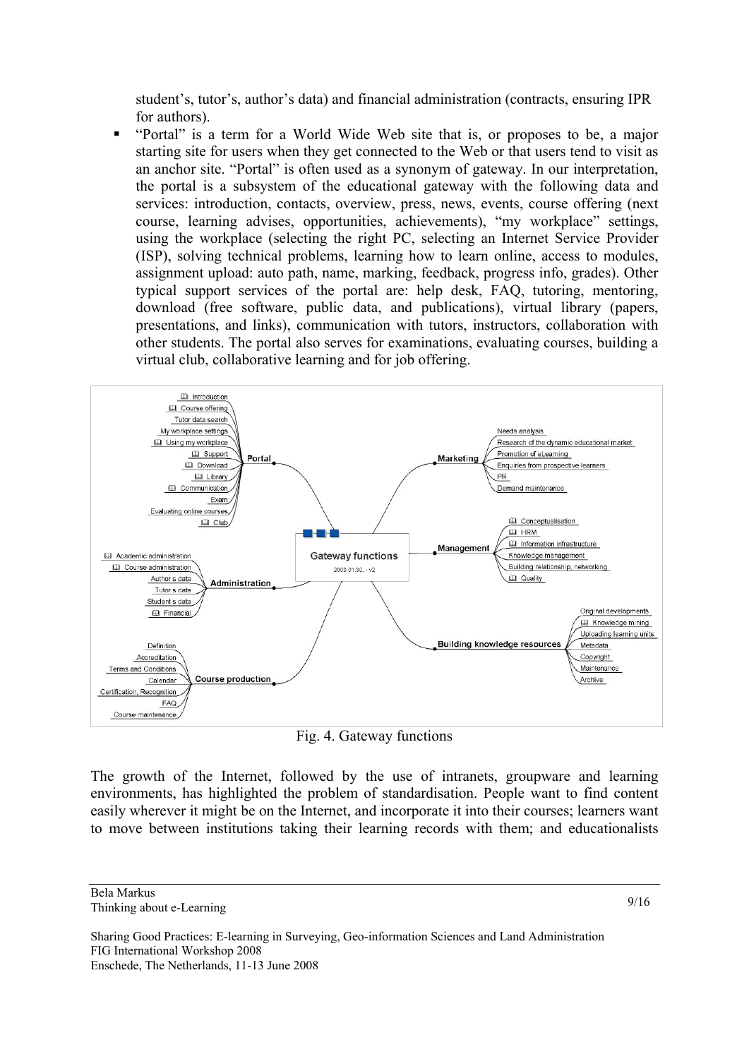student's, tutor's, author's data) and financial administration (contracts, ensuring IPR for authors).

- "Portal" is a term for a World Wide Web site that is, or proposes to be, a major starting site for users when they get connected to the Web or that users tend to visit as an anchor site. "Portal" is often used as a synonym of gateway. In our interpretation, the portal is a subsystem of the educational gateway with the following data and services: introduction, contacts, overview, press, news, events, course offering (next course, learning advises, opportunities, achievements), "my workplace" settings, using the workplace (selecting the right PC, selecting an Internet Service Provider (ISP), solving technical problems, learning how to learn online, access to modules, assignment upload: auto path, name, marking, feedback, progress info, grades). Other typical support services of the portal are: help desk, FAQ, tutoring, mentoring, download (free software, public data, and publications), virtual library (papers, presentations, and links), communication with tutors, instructors, collaboration with other students. The portal also serves for examinations, evaluating courses, building a virtual club, collaborative learning and for job offering.

Fig. 4. Gateway functions

The growth of the Internet, followed by the use of intranets, groupware and learning environments, has highlighted the problem of standardisation. People want to find content easily wherever it might be on the Internet, and incorporate it into their courses; learners want to move between institutions taking their learning records with them; and educationalists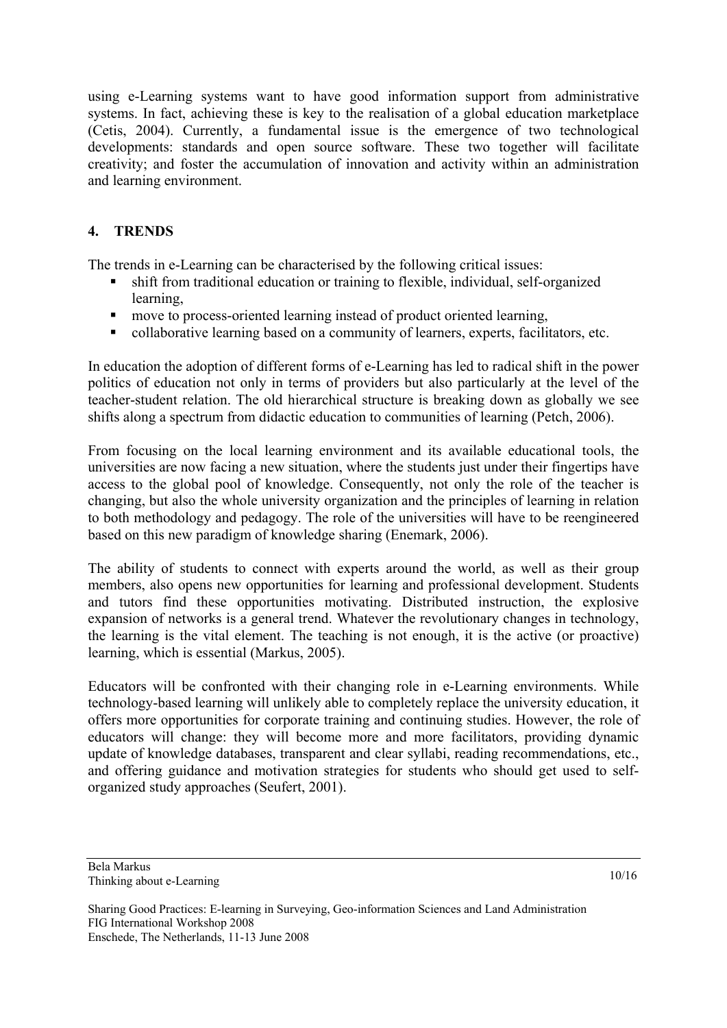using e-Learning systems want to have good information support from administrative systems. In fact, achieving these is key to the realisation of a global education marketplace (Cetis, 2004). Currently, a fundamental issue is the emergence of two technological developments: standards and open source software. These two together will facilitate creativity; and foster the accumulation of innovation and activity within an administration and learning environment.

## 4. TRENDS

The trends in e-Learning can be characterised by the following critical issues:

- shift from traditional education or training to flexible, individual, self-organized learning,
- move to process-oriented learning instead of product oriented learning,
- collaborative learning based on a community of learners, experts, facilitators, etc.

In education the adoption of different forms of e-Learning has led to radical shift in the power politics of education not only in terms of providers but also particularly at the level of the teacher-student relation. The old hierarchical structure is breaking down as globally we see shifts along a spectrum from didactic education to communities of learning (Petch, 2006).

From focusing on the local learning environment and its available educational tools, the universities are now facing a new situation, where the students just under their fingertips have access to the global pool of knowledge. Consequently, not only the role of the teacher is changing, but also the whole university organization and the principles of learning in relation to both methodology and pedagogy. The role of the universities will have to be reengineered based on this new paradigm of knowledge sharing (Enemark, 2006).

The ability of students to connect with experts around the world, as well as their group members, also opens new opportunities for learning and professional development. Students and tutors find these opportunities motivating. Distributed instruction, the explosive expansion of networks is a general trend. Whatever the revolutionary changes in technology, the learning is the vital element. The teaching is not enough, it is the active (or proactive) learning, which is essential (Markus, 2005).

Educators will be confronted with their changing role in e-Learning environments. While technology-based learning will unlikely able to completely replace the university education, it offers more opportunities for corporate training and continuing studies. However, the role of educators will change: they will become more and more facilitators, providing dynamic update of knowledge databases, transparent and clear syllabi, reading recommendations, etc., and offering guidance and motivation strategies for students who should get used to self-organized study approaches (Seufert, 2001).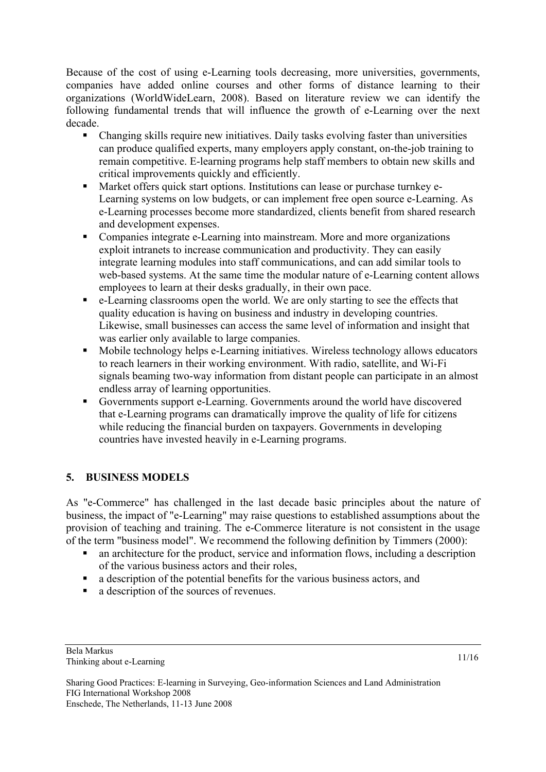Because of the cost of using e-Learning tools decreasing, more universities, governments, companies have added online courses and other forms of distance learning to their organizations (WorldWideLearn, 2008). Based on literature review we can identify the following fundamental trends that will influence the growth of e-Learning over the next decade.

- Changing skills require new initiatives. Daily tasks evolving faster than universities can produce qualified experts, many employers apply constant, on-the-job training to remain competitive. E-learning programs help staff members to obtain new skills and critical improvements quickly and efficiently.
- Market offers quick start options. Institutions can lease or purchase turnkey e-Learning systems on low budgets, or can implement free open source e-Learning. As e-Learning processes become more standardized, clients benefit from shared research and development expenses.
- Companies integrate e-Learning into mainstream. More and more organizations exploit intranets to increase communication and productivity. They can easily integrate learning modules into staff communications, and can add similar tools to web-based systems. At the same time the modular nature of e-Learning content allows employees to learn at their desks gradually, in their own pace.
- e-Learning classrooms open the world. We are only starting to see the effects that quality education is having on business and industry in developing countries. Likewise, small businesses can access the same level of information and insight that was earlier only available to large companies.
- Mobile technology helps e-Learning initiatives. Wireless technology allows educators to reach learners in their working environment. With radio, satellite, and Wi-Fi signals beaming two-way information from distant people can participate in an almost endless array of learning opportunities.
- Governments support e-Learning. Governments around the world have discovered that e-Learning programs can dramatically improve the quality of life for citizens while reducing the financial burden on taxpayers. Governments in developing countries have invested heavily in e-Learning programs.

## 5. BUSINESS MODELS

As "e-Commerce" has challenged in the last decade basic principles about the nature of business, the impact of "e-Learning" may raise questions to established assumptions about the provision of teaching and training. The e-Commerce literature is not consistent in the usage of the term "business model". We recommend the following definition by Timmers (2000):

- an architecture for the product, service and information flows, including a description of the various business actors and their roles,
- a description of the potential benefits for the various business actors, and
- a description of the sources of revenues.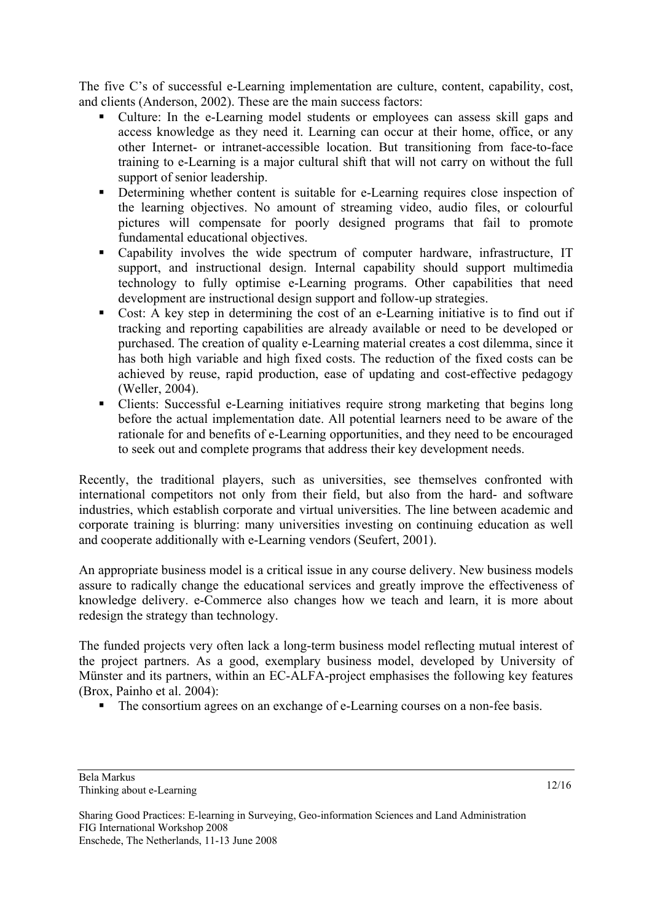The five C's of successful e-Learning implementation are culture, content, capability, cost, and clients (Anderson, 2002). These are the main success factors:

- Culture: In the e-Learning model students or employees can assess skill gaps and access knowledge as they need it. Learning can occur at their home, office, or any other Internet- or intranet-accessible location. But transitioning from face-to-face training to e-Learning is a major cultural shift that will not carry on without the full support of senior leadership.
- Determining whether content is suitable for e-Learning requires close inspection of the learning objectives. No amount of streaming video, audio files, or colourful pictures will compensate for poorly designed programs that fail to promote fundamental educational objectives.
- Capability involves the wide spectrum of computer hardware, infrastructure, IT support, and instructional design. Internal capability should support multimedia technology to fully optimise e-Learning programs. Other capabilities that need development are instructional design support and follow-up strategies.
- Cost: A key step in determining the cost of an e-Learning initiative is to find out if tracking and reporting capabilities are already available or need to be developed or purchased. The creation of quality e-Learning material creates a cost dilemma, since it has both high variable and high fixed costs. The reduction of the fixed costs can be achieved by reuse, rapid production, ease of updating and cost-effective pedagogy (Weller, 2004).
- Clients: Successful e-Learning initiatives require strong marketing that begins long before the actual implementation date. All potential learners need to be aware of the rationale for and benefits of e-Learning opportunities, and they need to be encouraged to seek out and complete programs that address their key development needs.

Recently, the traditional players, such as universities, see themselves confronted with international competitors not only from their field, but also from the hard- and software industries, which establish corporate and virtual universities. The line between academic and corporate training is blurring: many universities investing on continuing education as well and cooperate additionally with e-Learning vendors (Seufert, 2001).

An appropriate business model is a critical issue in any course delivery. New business models assure to radically change the educational services and greatly improve the effectiveness of knowledge delivery. e-Commerce also changes how we teach and learn, it is more about redesign the strategy than technology.

The funded projects very often lack a long-term business model reflecting mutual interest of the project partners. As a good, exemplary business model, developed by University of Münster and its partners, within an EC-ALFA-project emphasises the following key features (Brox, Painho et al. 2004):

- The consortium agrees on an exchange of e-Learning courses on a non-fee basis.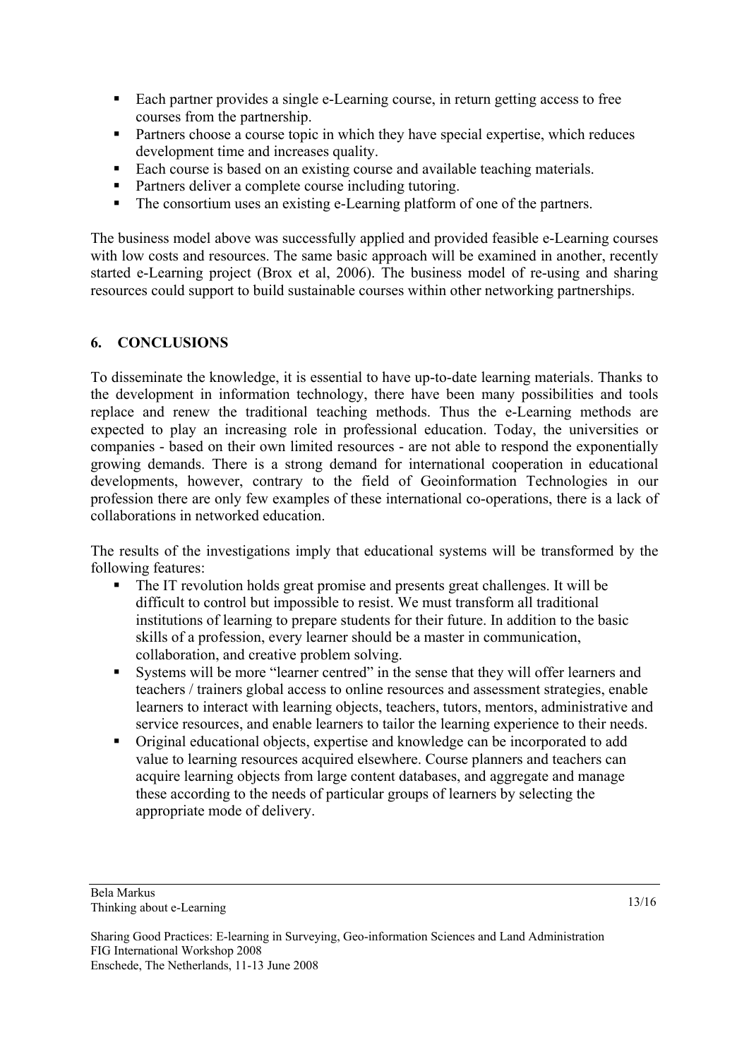- Each partner provides a single e-Learning course, in return getting access to free courses from the partnership.
- Partners choose a course topic in which they have special expertise, which reduces development time and increases quality.
- Each course is based on an existing course and available teaching materials.
- Partners deliver a complete course including tutoring.
- The consortium uses an existing e-Learning platform of one of the partners.

The business model above was successfully applied and provided feasible e-Learning courses with low costs and resources. The same basic approach will be examined in another, recently started e-Learning project (Brox et al, 2006). The business model of re-using and sharing resources could support to build sustainable courses within other networking partnerships.

## 6. CONCLUSIONS

To disseminate the knowledge, it is essential to have up-to-date learning materials. Thanks to the development in information technology, there have been many possibilities and tools replace and renew the traditional teaching methods. Thus the e-Learning methods are expected to play an increasing role in professional education. Today, the universities or companies - based on their own limited resources - are not able to respond the exponentially growing demands. There is a strong demand for international cooperation in educational developments, however, contrary to the field of Geoinformation Technologies in our profession there are only few examples of these international co-operations, there is a lack of collaborations in networked education.

The results of the investigations imply that educational systems will be transformed by the following features:

- The IT revolution holds great promise and presents great challenges. It will be difficult to control but impossible to resist. We must transform all traditional institutions of learning to prepare students for their future. In addition to the basic skills of a profession, every learner should be a master in communication, collaboration, and creative problem solving.
- Systems will be more "learner centred" in the sense that they will offer learners and teachers / trainers global access to online resources and assessment strategies, enable learners to interact with learning objects, teachers, tutors, mentors, administrative and service resources, and enable learners to tailor the learning experience to their needs.
- Original educational objects, expertise and knowledge can be incorporated to add value to learning resources acquired elsewhere. Course planners and teachers can acquire learning objects from large content databases, and aggregate and manage these according to the needs of particular groups of learners by selecting the appropriate mode of delivery.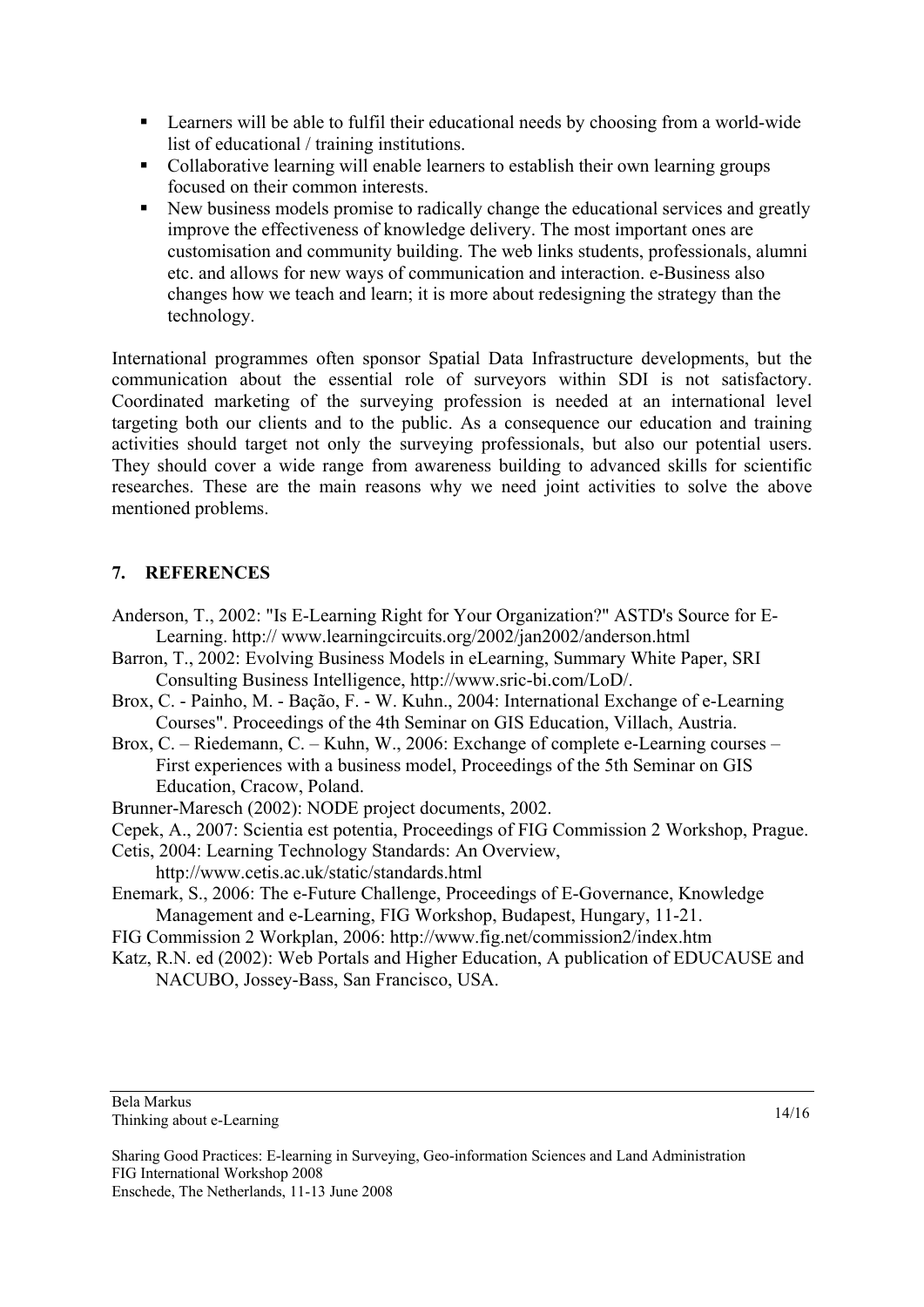- Learners will be able to fulfil their educational needs by choosing from a world-wide list of educational / training institutions.
- Collaborative learning will enable learners to establish their own learning groups focused on their common interests.
- New business models promise to radically change the educational services and greatly improve the effectiveness of knowledge delivery. The most important ones are customisation and community building. The web links students, professionals, alumni etc. and allows for new ways of communication and interaction. e-Business also changes how we teach and learn; it is more about redesigning the strategy than the technology.

International programmes often sponsor Spatial Data Infrastructure developments, but the communication about the essential role of surveyors within SDI is not satisfactory. Coordinated marketing of the surveying profession is needed at an international level targeting both our clients and to the public. As a consequence our education and training activities should target not only the surveying professionals, but also our potential users. They should cover a wide range from awareness building to advanced skills for scientific researches. These are the main reasons why we need joint activities to solve the above mentioned problems.

## 7. REFERENCES

Anderson, T., 2002: "Is E-Learning Right for Your Organization?" ASTD's Source for E-Learning. http:// www.learningcircuits.org/2002/jan2002/anderson.html

Barron, T., 2002: Evolving Business Models in eLearning, Summary White Paper, SRI Consulting Business Intelligence, http://www.sric-bi.com/LoD/.

Brox, C. - Painho, M. - Bação, F. - W. Kuhn., 2004: International Exchange of e-Learning Courses". Proceedings of the 4th Seminar on GIS Education, Villach, Austria.

Brox, C. – Riedemann, C. – Kuhn, W., 2006: Exchange of complete e-Learning courses – First experiences with a business model, Proceedings of the 5th Seminar on GIS Education, Cracow, Poland.

Brunner-Maresch (2002): NODE project documents, 2002.

Cepek, A., 2007: Scientia est potentia, Proceedings of FIG Commission 2 Workshop, Prague.

Cetis, 2004: Learning Technology Standards: An Overview, http://www.cetis.ac.uk/static/standards.html

Enemark, S., 2006: The e-Future Challenge, Proceedings of E-Governance, Knowledge Management and e-Learning, FIG Workshop, Budapest, Hungary, 11-21.

FIG Commission 2 Workplan, 2006: http://www.fig.net/commission2/index.htm

Katz, R.N. ed (2002): Web Portals and Higher Education, A publication of EDUCAUSE and NACUBO, Jossey-Bass, San Francisco, USA.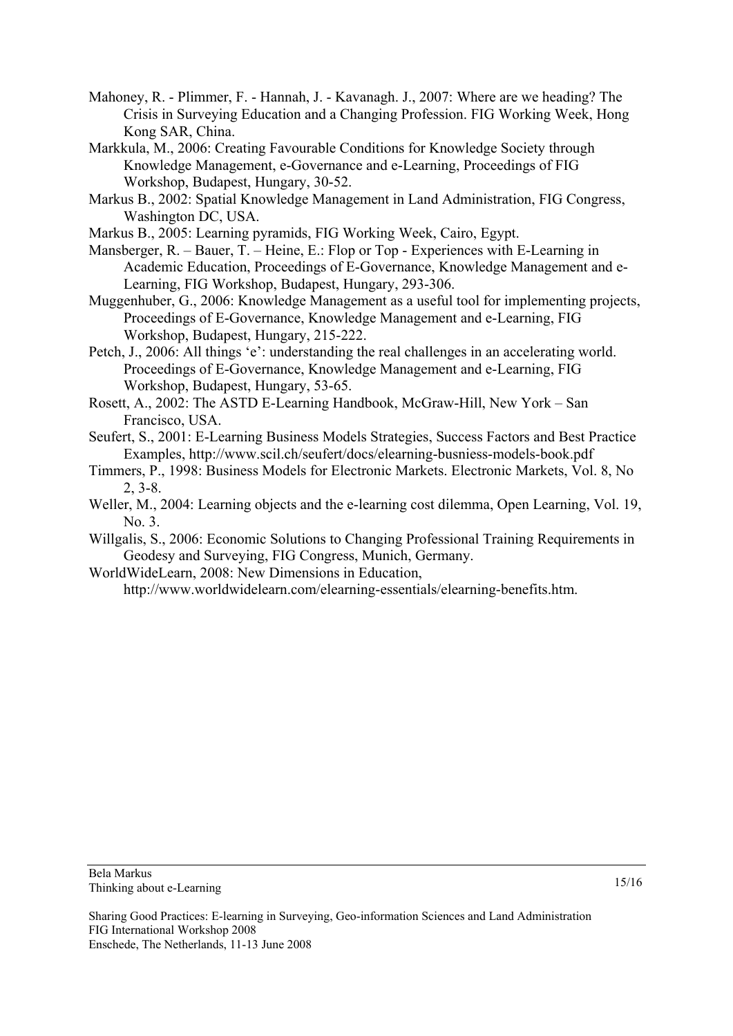Mahoney, R. - Plimmer, F. - Hannah, J. - Kavanagh. J., 2007: Where are we heading? The Crisis in Surveying Education and a Changing Profession. FIG Working Week, Hong Kong SAR, China.

Markkula, M., 2006: Creating Favourable Conditions for Knowledge Society through Knowledge Management, e-Governance and e-Learning, Proceedings of FIG Workshop, Budapest, Hungary, 30-52.

Markus B., 2002: Spatial Knowledge Management in Land Administration, FIG Congress, Washington DC, USA.

Markus B., 2005: Learning pyramids, FIG Working Week, Cairo, Egypt.

Mansberger, R. – Bauer, T. – Heine, E.: Flop or Top - Experiences with E-Learning in Academic Education, Proceedings of E-Governance, Knowledge Management and e-Learning, FIG Workshop, Budapest, Hungary, 293-306.

Muggenhuber, G., 2006: Knowledge Management as a useful tool for implementing projects, Proceedings of E-Governance, Knowledge Management and e-Learning, FIG Workshop, Budapest, Hungary, 215-222.

Petch, J., 2006: All things 'e': understanding the real challenges in an accelerating world. Proceedings of E-Governance, Knowledge Management and e-Learning, FIG Workshop, Budapest, Hungary, 53-65.

Rosett, A., 2002: The ASTD E-Learning Handbook, McGraw-Hill, New York – San Francisco, USA.

Seufert, S., 2001: E-Learning Business Models Strategies, Success Factors and Best Practice Examples, http://www.scil.ch/seufert/docs/elearning-busniess-models-book.pdf

Timmers, P., 1998: Business Models for Electronic Markets. Electronic Markets, Vol. 8, No 2, 3-8.

Weller, M., 2004: Learning objects and the e-learning cost dilemma, Open Learning, Vol. 19, No. 3.

Willgalis, S., 2006: Economic Solutions to Changing Professional Training Requirements in Geodesy and Surveying, FIG Congress, Munich, Germany.

WorldWideLearn, 2008: New Dimensions in Education, http://www.worldwidelearn.com/elearning-essentials/elearning-benefits.htm.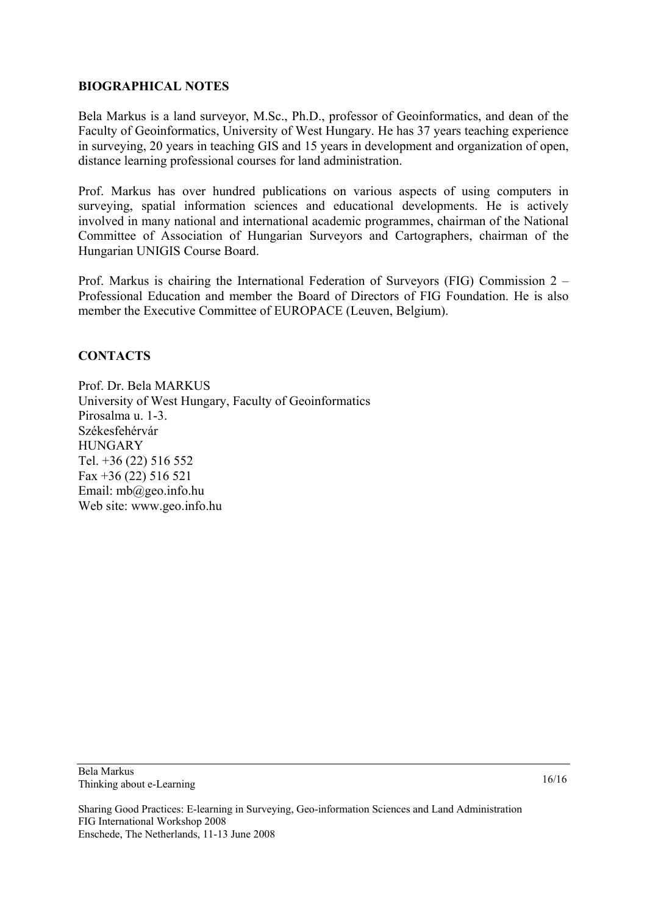## BIOGRAPHICAL NOTES

Bela Markus is a land surveyor, M.Sc., Ph.D., professor of Geoinformatics, and dean of the Faculty of Geoinformatics, University of West Hungary. He has 37 years teaching experience in surveying, 20 years in teaching GIS and 15 years in development and organization of open, distance learning professional courses for land administration.

Prof. Markus has over hundred publications on various aspects of using computers in surveying, spatial information sciences and educational developments. He is actively involved in many national and international academic programmes, chairman of the National Committee of Association of Hungarian Surveyors and Cartographers, chairman of the Hungarian UNIGIS Course Board.

Prof. Markus is chairing the International Federation of Surveyors (FIG) Commission 2 – Professional Education and member the Board of Directors of FIG Foundation. He is also member the Executive Committee of EUROPACE (Leuven, Belgium).

## CONTACTS

Prof. Dr. Bela MARKUS
University of West Hungary, Faculty of Geoinformatics
Pirosalma u. 1-3.
Székesfehérvár
HUNGARY
Tel. +36 (22) 516 552
Fax +36 (22) 516 521
Email: mb@geo.info.hu
Web site: www.geo.info.hu